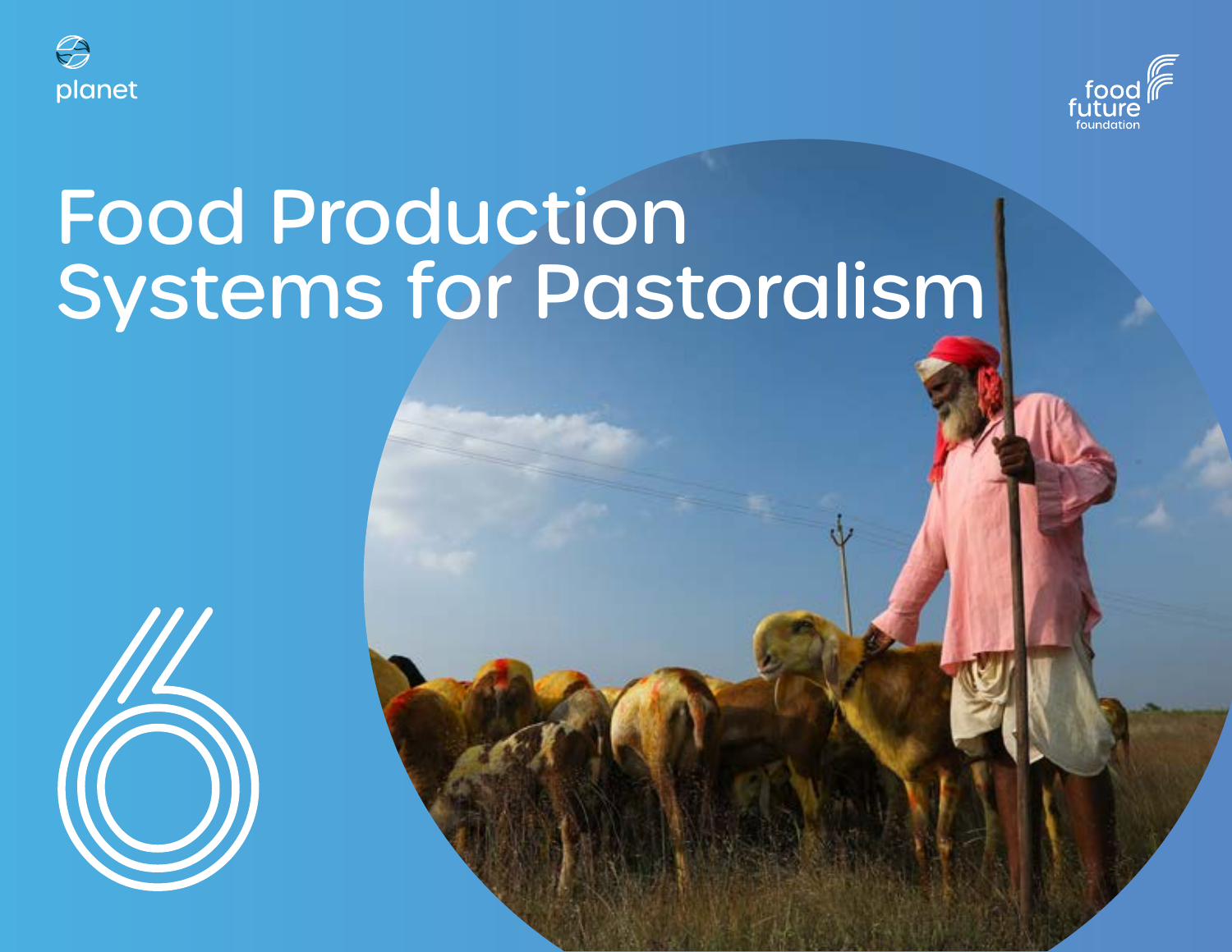planet

food future foundation

# Food Production Systems for Pastoralism

6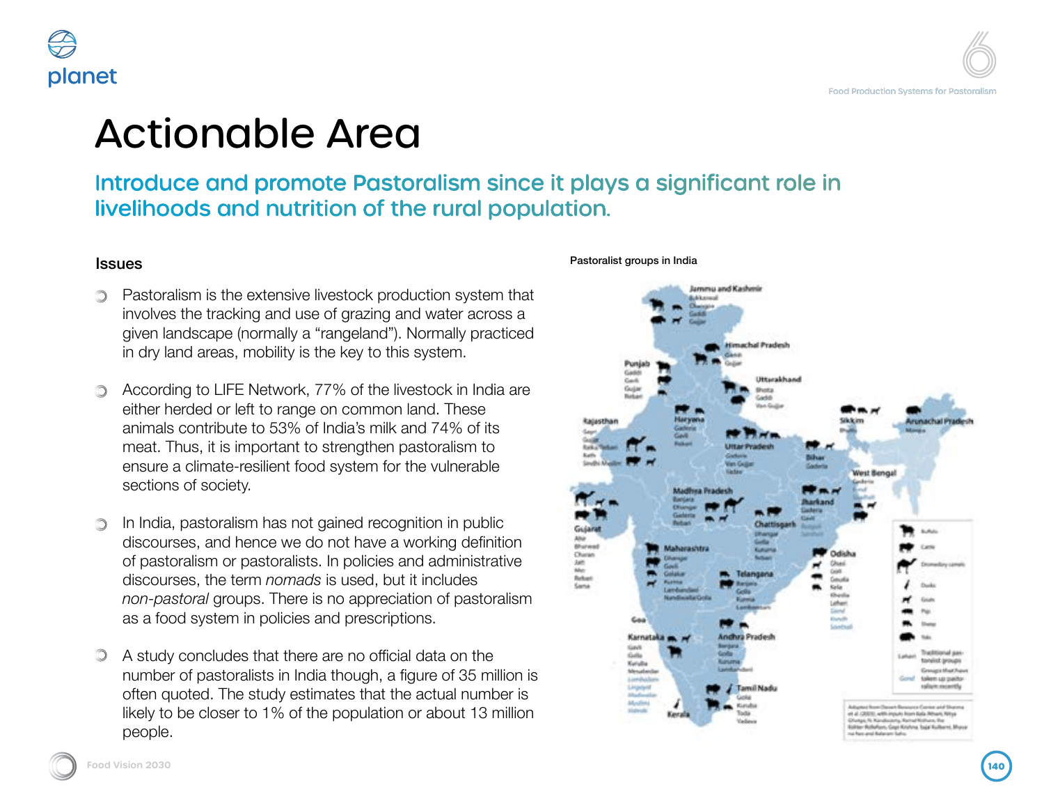# Actionable Area

## Introduce and promote Pastoralism since it plays a significant role in livelihoods and nutrition of the rural population.

### Issues

- Pastoralism is the extensive livestock production system that involves the tracking and use of grazing and water across a given landscape (normally a "rangeland"). Normally practiced in dry land areas, mobility is the key to this system.

- According to LIFE Network, 77% of the livestock in India are either herded or left to range on common land. These animals contribute to 53% of India's milk and 74% of its meat. Thus, it is important to strengthen pastoralism to ensure a climate-resilient food system for the vulnerable sections of society.

- In India, pastoralism has not gained recognition in public discourses, and hence we do not have a working definition of pastoralism or pastoralists. In policies and administrative discourses, the term *nomads* is used, but it includes *non-pastoral* groups. There is no appreciation of pastoralism as a food system in policies and prescriptions.

- A study concludes that there are no official data on the number of pastoralists in India though, a figure of 35 million is often quoted. The study estimates that the actual number is likely to be closer to 1% of the population or about 13 million people.

Pastoralist groups in India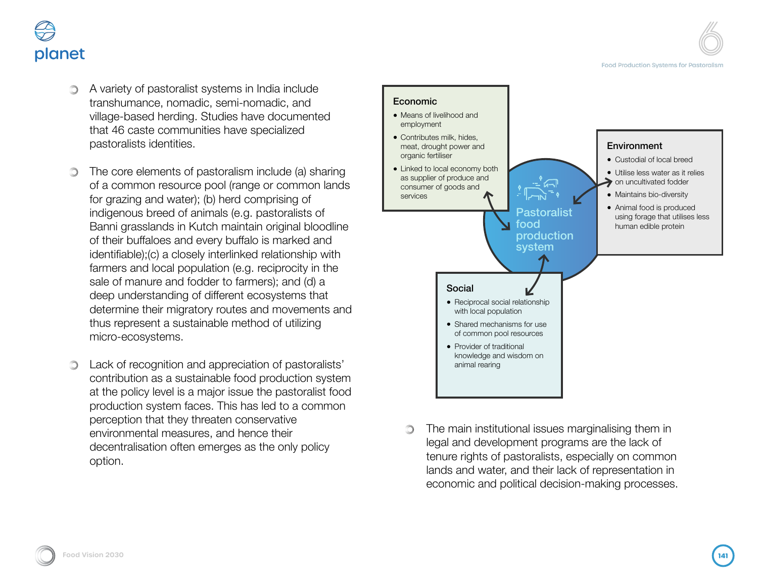- A variety of pastoralist systems in India include transhumance, nomadic, semi-nomadic, and village-based herding. Studies have documented that 46 caste communities have specialized pastoralists identities.

- The core elements of pastoralism include (a) sharing of a common resource pool (range or common lands for grazing and water); (b) herd comprising of indigenous breed of animals (e.g. pastoralists of Banni grasslands in Kutch maintain original bloodline of their buffaloes and every buffalo is marked and identifiable);(c) a closely interlinked relationship with farmers and local population (e.g. reciprocity in the sale of manure and fodder to farmers); and (d) a deep understanding of different ecosystems that determine their migratory routes and movements and thus represent a sustainable method of utilizing micro-ecosystems.

- Lack of recognition and appreciation of pastoralists' contribution as a sustainable food production system at the policy level is a major issue the pastoralist food production system faces. This has led to a common perception that they threaten conservative environmental measures, and hence their decentralisation often emerges as the only policy option.

**Pastoralist food production system**

**Economic**

- Means of livelihood and employment
- Contributes milk, hides, meat, drought power and organic fertiliser
- Linked to local economy both as supplier of produce and consumer of goods and services

**Environment**

- Custodial of local breed
- Utilise less water as it relies on uncultivated fodder
- Maintains bio-diversity
- Animal food is produced using forage that utilises less human edible protein

**Social**

- Reciprocal social relationship with local population
- Shared mechanisms for use of common pool resources
- Provider of traditional knowledge and wisdom on animal rearing

- The main institutional issues marginalising them in legal and development programs are the lack of tenure rights of pastoralists, especially on common lands and water, and their lack of representation in economic and political decision-making processes.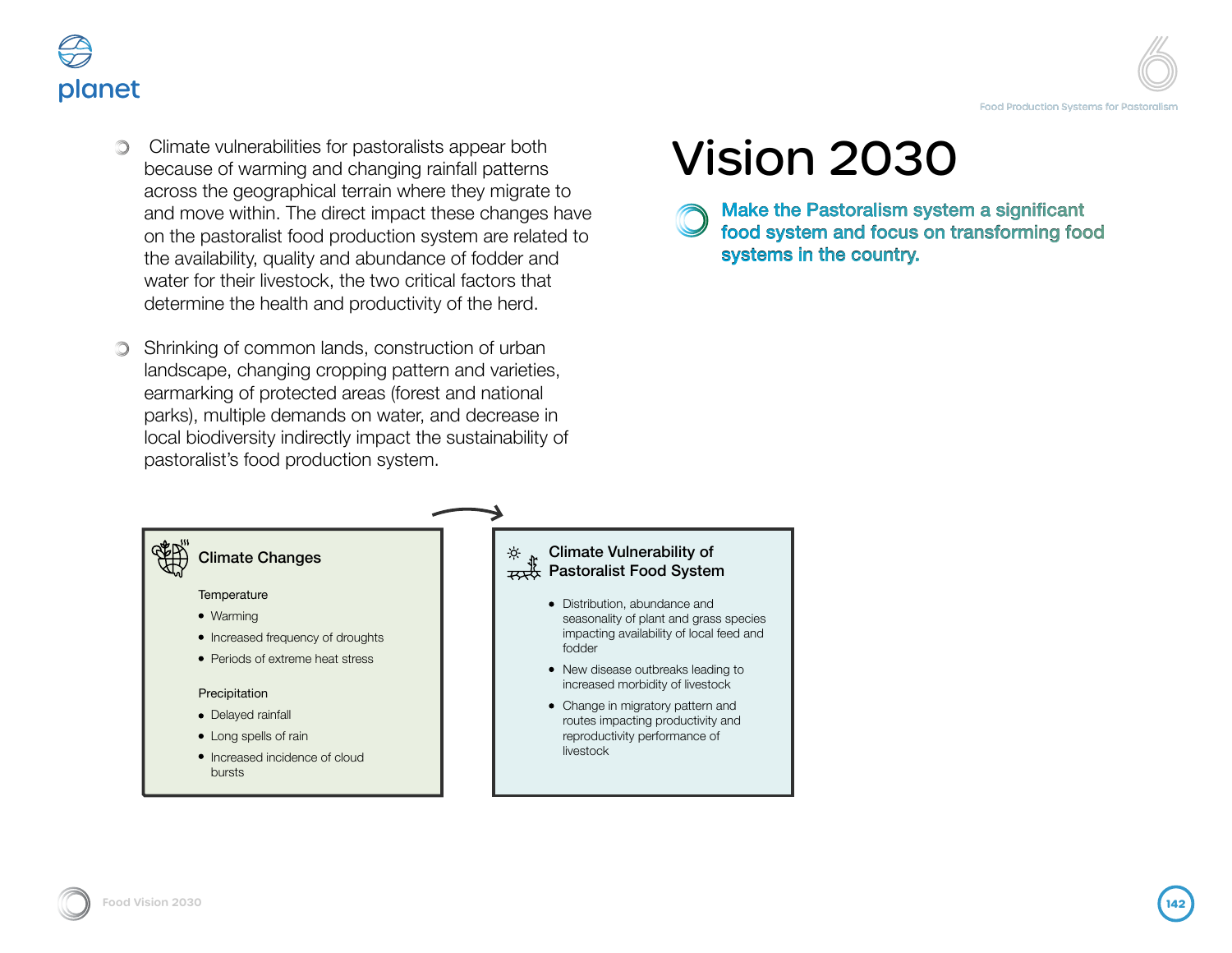- Climate vulnerabilities for pastoralists appear both because of warming and changing rainfall patterns across the geographical terrain where they migrate to and move within. The direct impact these changes have on the pastoralist food production system are related to the availability, quality and abundance of fodder and water for their livestock, the two critical factors that determine the health and productivity of the herd.

- Shrinking of common lands, construction of urban landscape, changing cropping pattern and varieties, earmarking of protected areas (forest and national parks), multiple demands on water, and decrease in local biodiversity indirectly impact the sustainability of pastoralist's food production system.

# Vision 2030

**Make the Pastoralism system a significant food system and focus on transforming food systems in the country.**

### Climate Changes

Temperature

- Warming
- Increased frequency of droughts
- Periods of extreme heat stress

Precipitation

- Delayed rainfall
- Long spells of rain
- Increased incidence of cloud bursts

### Climate Vulnerability of Pastoralist Food System

- Distribution, abundance and seasonality of plant and grass species impacting availability of local feed and fodder
- New disease outbreaks leading to increased morbidity of livestock
- Change in migratory pattern and routes impacting productivity and reproductivity performance of livestock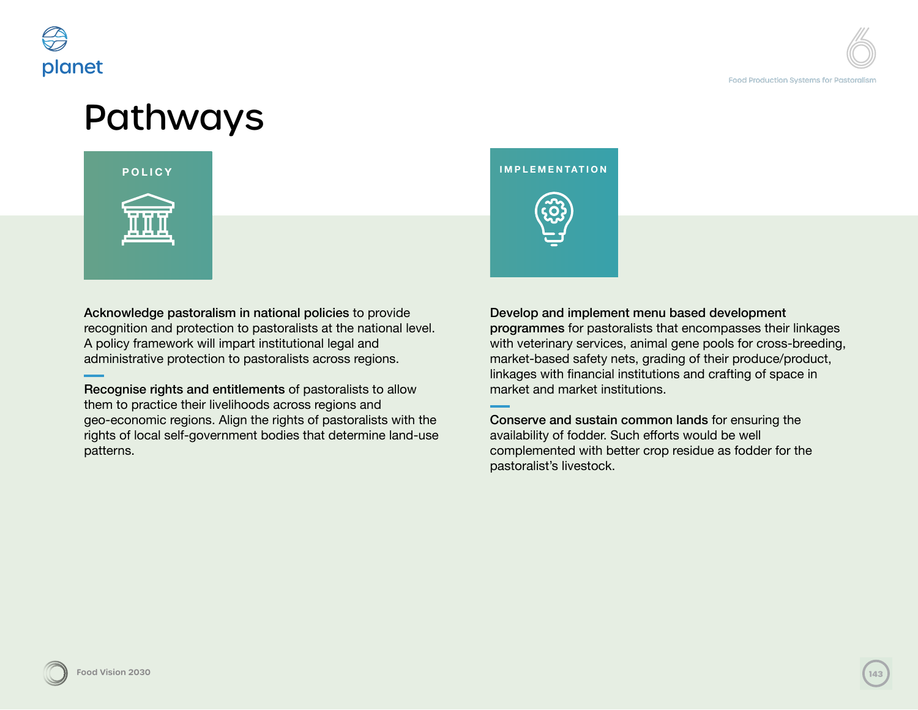# Pathways

## POLICY

**Acknowledge pastoralism in national policies** to provide recognition and protection to pastoralists at the national level. A policy framework will impart institutional legal and administrative protection to pastoralists across regions.

**Recognise rights and entitlements** of pastoralists to allow them to practice their livelihoods across regions and geo-economic regions. Align the rights of pastoralists with the rights of local self-government bodies that determine land-use patterns.

## IMPLEMENTATION

**Develop and implement menu based development programmes** for pastoralists that encompasses their linkages with veterinary services, animal gene pools for cross-breeding, market-based safety nets, grading of their produce/product, linkages with financial institutions and crafting of space in market and market institutions.

**Conserve and sustain common lands** for ensuring the availability of fodder. Such efforts would be well complemented with better crop residue as fodder for the pastoralist's livestock.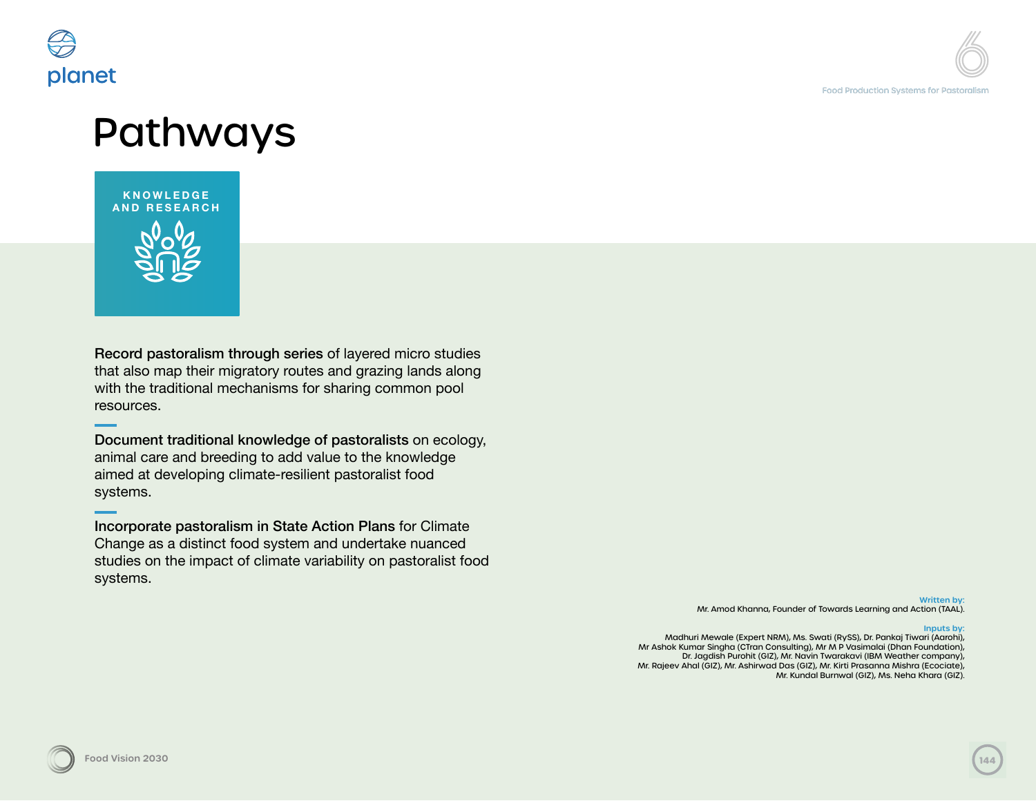# Pathways

**KNOWLEDGE AND RESEARCH**

**Record pastoralism through series** of layered micro studies that also map their migratory routes and grazing lands along with the traditional mechanisms for sharing common pool resources.

**Document traditional knowledge of pastoralists** on ecology, animal care and breeding to add value to the knowledge aimed at developing climate-resilient pastoralist food systems.

**Incorporate pastoralism in State Action Plans** for Climate Change as a distinct food system and undertake nuanced studies on the impact of climate variability on pastoralist food systems.

**Written by:**
Mr. Amod Khanna, Founder of Towards Learning and Action (TAAL).

**Inputs by:**
Madhuri Mewale (Expert NRM), Ms. Swati (RySS), Dr. Pankaj Tiwari (Aarohi), Mr Ashok Kumar Singha (CTran Consulting), Mr M P Vasimalai (Dhan Foundation), Dr. Jagdish Purohit (GIZ), Mr. Navin Twarakavi (IBM Weather company), Mr. Rajeev Ahal (GIZ), Mr. Ashirwad Das (GIZ), Mr. Kirti Prasanna Mishra (Ecociate), Mr. Kundal Burnwal (GIZ), Ms. Neha Khara (GIZ).